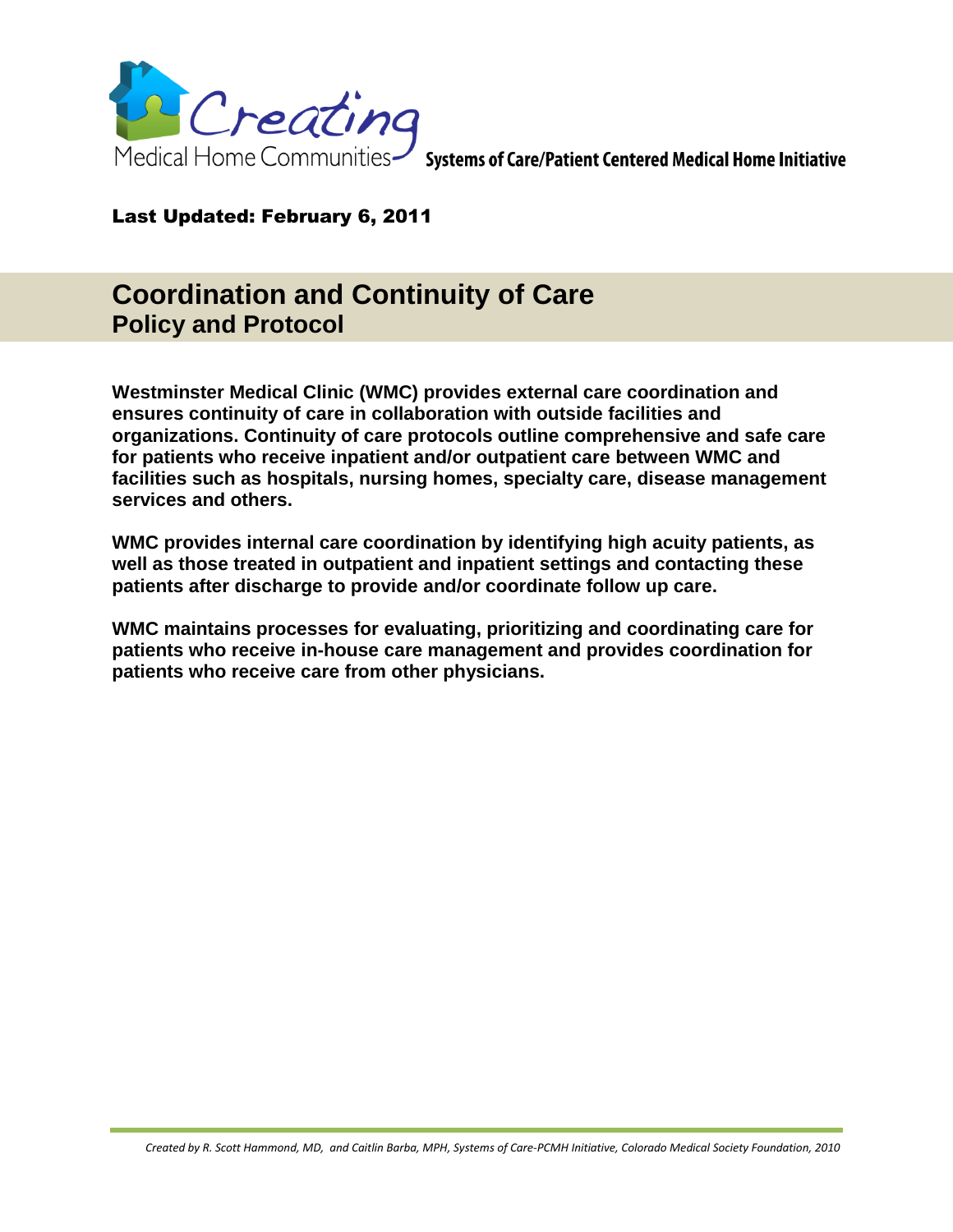Creating Medical Home Communities **Systems of Care/Patient Centered Medical Home Initiative**

**Last Updated: February 6, 2011**

# Coordination and Continuity of Care
## Policy and Protocol

**Westminster Medical Clinic (WMC) provides external care coordination and ensures continuity of care in collaboration with outside facilities and organizations. Continuity of care protocols outline comprehensive and safe care for patients who receive inpatient and/or outpatient care between WMC and facilities such as hospitals, nursing homes, specialty care, disease management services and others.**

**WMC provides internal care coordination by identifying high acuity patients, as well as those treated in outpatient and inpatient settings and contacting these patients after discharge to provide and/or coordinate follow up care.**

**WMC maintains processes for evaluating, prioritizing and coordinating care for patients who receive in-house care management and provides coordination for patients who receive care from other physicians.**

*Created by R. Scott Hammond, MD, and Caitlin Barba, MPH, Systems of Care-PCMH Initiative, Colorado Medical Society Foundation, 2010*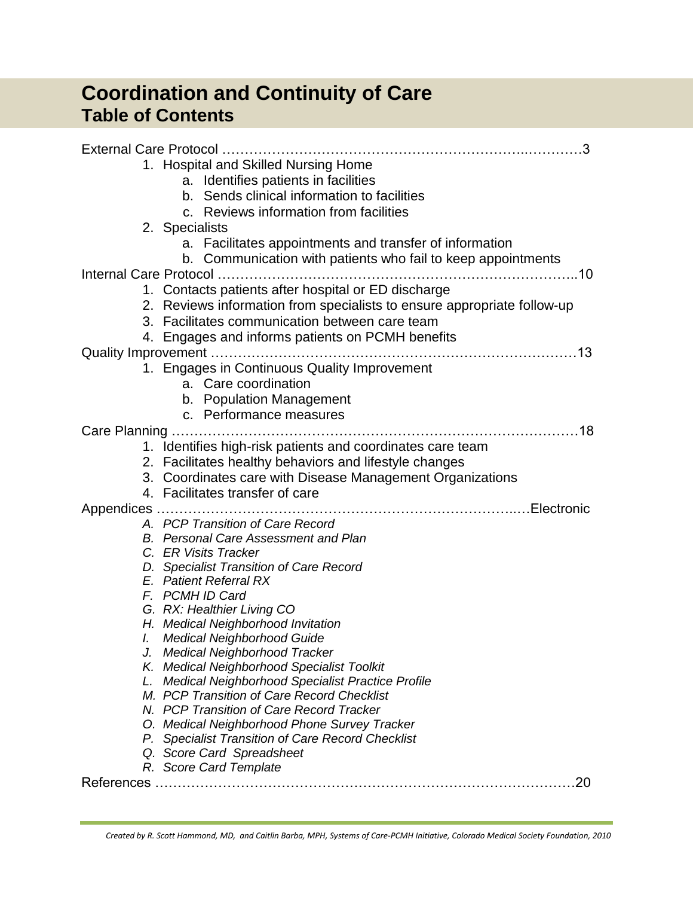# Coordination and Continuity of Care

## Table of Contents

External Care Protocol ……………………………………………………..…………3

1. Hospital and Skilled Nursing Home
   a. Identifies patients in facilities
   b. Sends clinical information to facilities
   c. Reviews information from facilities
2. Specialists
   a. Facilitates appointments and transfer of information
   b. Communication with patients who fail to keep appointments

Internal Care Protocol ……………………………………………………………..10

1. Contacts patients after hospital or ED discharge
2. Reviews information from specialists to ensure appropriate follow-up
3. Facilitates communication between care team
4. Engages and informs patients on PCMH benefits

Quality Improvement ………………………………………………………………13

1. Engages in Continuous Quality Improvement
   a. Care coordination
   b. Population Management
   c. Performance measures

Care Planning ………………………………………………………………………18

1. Identifies high-risk patients and coordinates care team
2. Facilitates healthy behaviors and lifestyle changes
3. Coordinates care with Disease Management Organizations
4. Facilitates transfer of care

Appendices ……………………………………………………………..…Electronic

*A. PCP Transition of Care Record*
*B. Personal Care Assessment and Plan*
*C. ER Visits Tracker*
*D. Specialist Transition of Care Record*
*E. Patient Referral RX*
*F. PCMH ID Card*
*G. RX: Healthier Living CO*
*H. Medical Neighborhood Invitation*
*I. Medical Neighborhood Guide*
*J. Medical Neighborhood Tracker*
*K. Medical Neighborhood Specialist Toolkit*
*L. Medical Neighborhood Specialist Practice Profile*
*M. PCP Transition of Care Record Checklist*
*N. PCP Transition of Care Record Tracker*
*O. Medical Neighborhood Phone Survey Tracker*
*P. Specialist Transition of Care Record Checklist*
*Q. Score Card Spreadsheet*
*R. Score Card Template*

References ……………………………………………………………………………20

*Created by R. Scott Hammond, MD, and Caitlin Barba, MPH, Systems of Care-PCMH Initiative, Colorado Medical Society Foundation, 2010*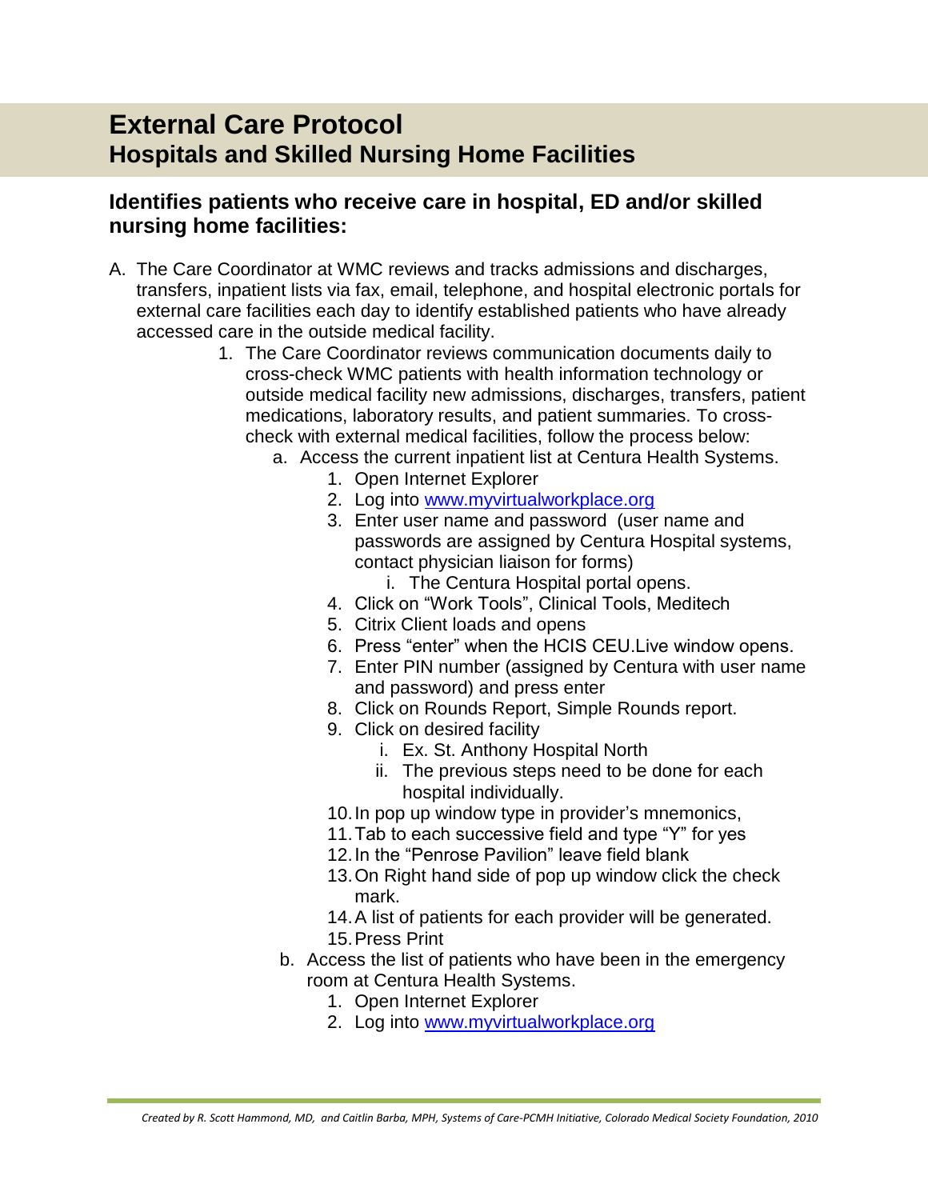# External Care Protocol
## Hospitals and Skilled Nursing Home Facilities

### Identifies patients who receive care in hospital, ED and/or skilled nursing home facilities:

A. The Care Coordinator at WMC reviews and tracks admissions and discharges, transfers, inpatient lists via fax, email, telephone, and hospital electronic portals for external care facilities each day to identify established patients who have already accessed care in the outside medical facility.

   1. The Care Coordinator reviews communication documents daily to cross-check WMC patients with health information technology or outside medical facility new admissions, discharges, transfers, patient medications, laboratory results, and patient summaries. To cross-check with external medical facilities, follow the process below:

      a. Access the current inpatient list at Centura Health Systems.
         1. Open Internet Explorer
         2. Log into www.myvirtualworkplace.org
         3. Enter user name and password (user name and passwords are assigned by Centura Hospital systems, contact physician liaison for forms)
            i. The Centura Hospital portal opens.
         4. Click on "Work Tools", Clinical Tools, Meditech
         5. Citrix Client loads and opens
         6. Press "enter" when the HCIS CEU.Live window opens.
         7. Enter PIN number (assigned by Centura with user name and password) and press enter
         8. Click on Rounds Report, Simple Rounds report.
         9. Click on desired facility
            i. Ex. St. Anthony Hospital North
            ii. The previous steps need to be done for each hospital individually.
         10. In pop up window type in provider's mnemonics,
         11. Tab to each successive field and type "Y" for yes
         12. In the "Penrose Pavilion" leave field blank
         13. On Right hand side of pop up window click the check mark.
         14. A list of patients for each provider will be generated.
         15. Press Print

      b. Access the list of patients who have been in the emergency room at Centura Health Systems.
         1. Open Internet Explorer
         2. Log into www.myvirtualworkplace.org

*Created by R. Scott Hammond, MD, and Caitlin Barba, MPH, Systems of Care-PCMH Initiative, Colorado Medical Society Foundation, 2010*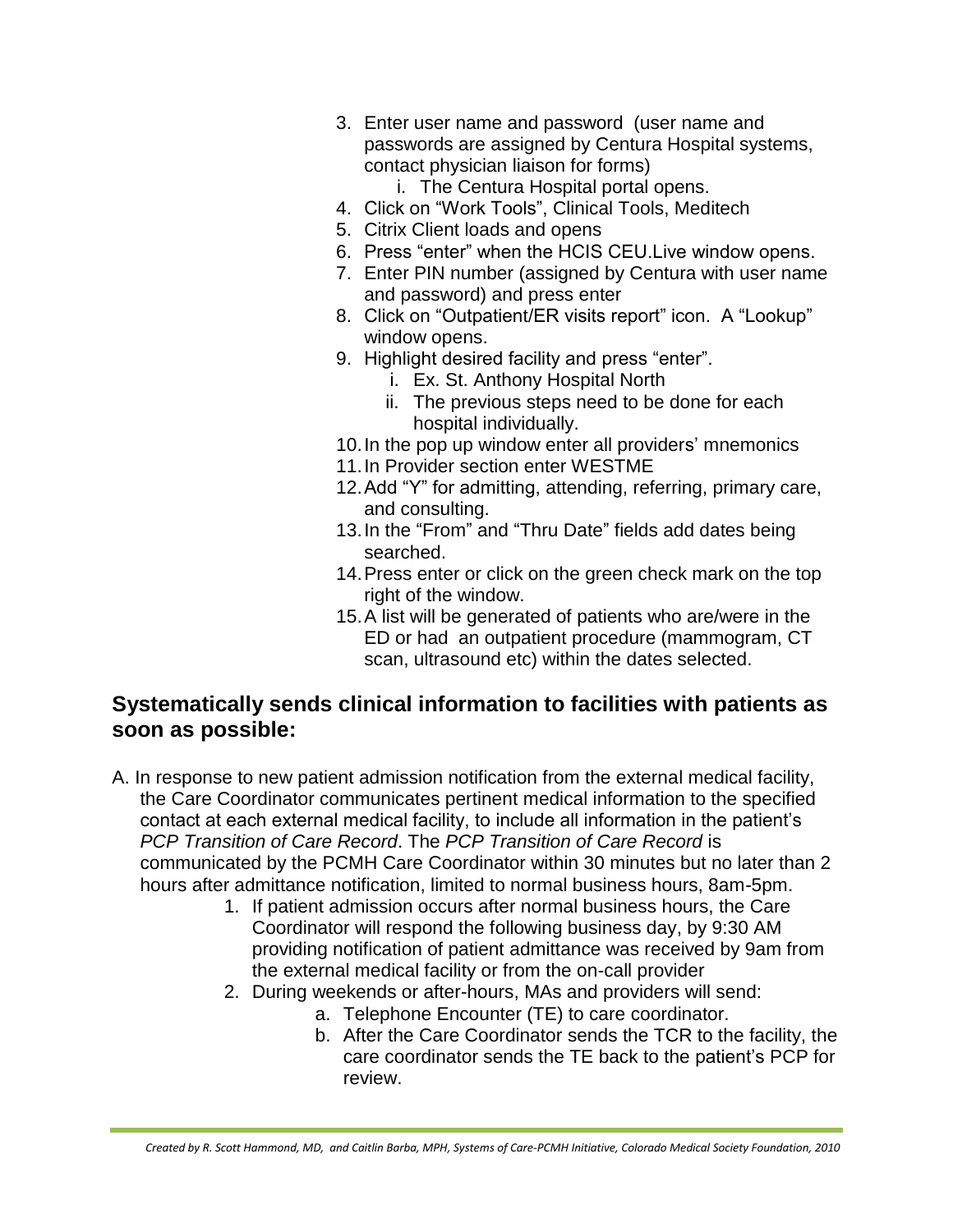3. Enter user name and password (user name and passwords are assigned by Centura Hospital systems, contact physician liaison for forms)
    i. The Centura Hospital portal opens.
4. Click on "Work Tools", Clinical Tools, Meditech
5. Citrix Client loads and opens
6. Press "enter" when the HCIS CEU.Live window opens.
7. Enter PIN number (assigned by Centura with user name and password) and press enter
8. Click on "Outpatient/ER visits report" icon. A "Lookup" window opens.
9. Highlight desired facility and press "enter".
    i. Ex. St. Anthony Hospital North
    ii. The previous steps need to be done for each hospital individually.
10. In the pop up window enter all providers' mnemonics
11. In Provider section enter WESTME
12. Add "Y" for admitting, attending, referring, primary care, and consulting.
13. In the "From" and "Thru Date" fields add dates being searched.
14. Press enter or click on the green check mark on the top right of the window.
15. A list will be generated of patients who are/were in the ED or had an outpatient procedure (mammogram, CT scan, ultrasound etc) within the dates selected.

## Systematically sends clinical information to facilities with patients as soon as possible:

A. In response to new patient admission notification from the external medical facility, the Care Coordinator communicates pertinent medical information to the specified contact at each external medical facility, to include all information in the patient's *PCP Transition of Care Record*. The *PCP Transition of Care Record* is communicated by the PCMH Care Coordinator within 30 minutes but no later than 2 hours after admittance notification, limited to normal business hours, 8am-5pm.

1. If patient admission occurs after normal business hours, the Care Coordinator will respond the following business day, by 9:30 AM providing notification of patient admittance was received by 9am from the external medical facility or from the on-call provider
2. During weekends or after-hours, MAs and providers will send:
    a. Telephone Encounter (TE) to care coordinator.
    b. After the Care Coordinator sends the TCR to the facility, the care coordinator sends the TE back to the patient's PCP for review.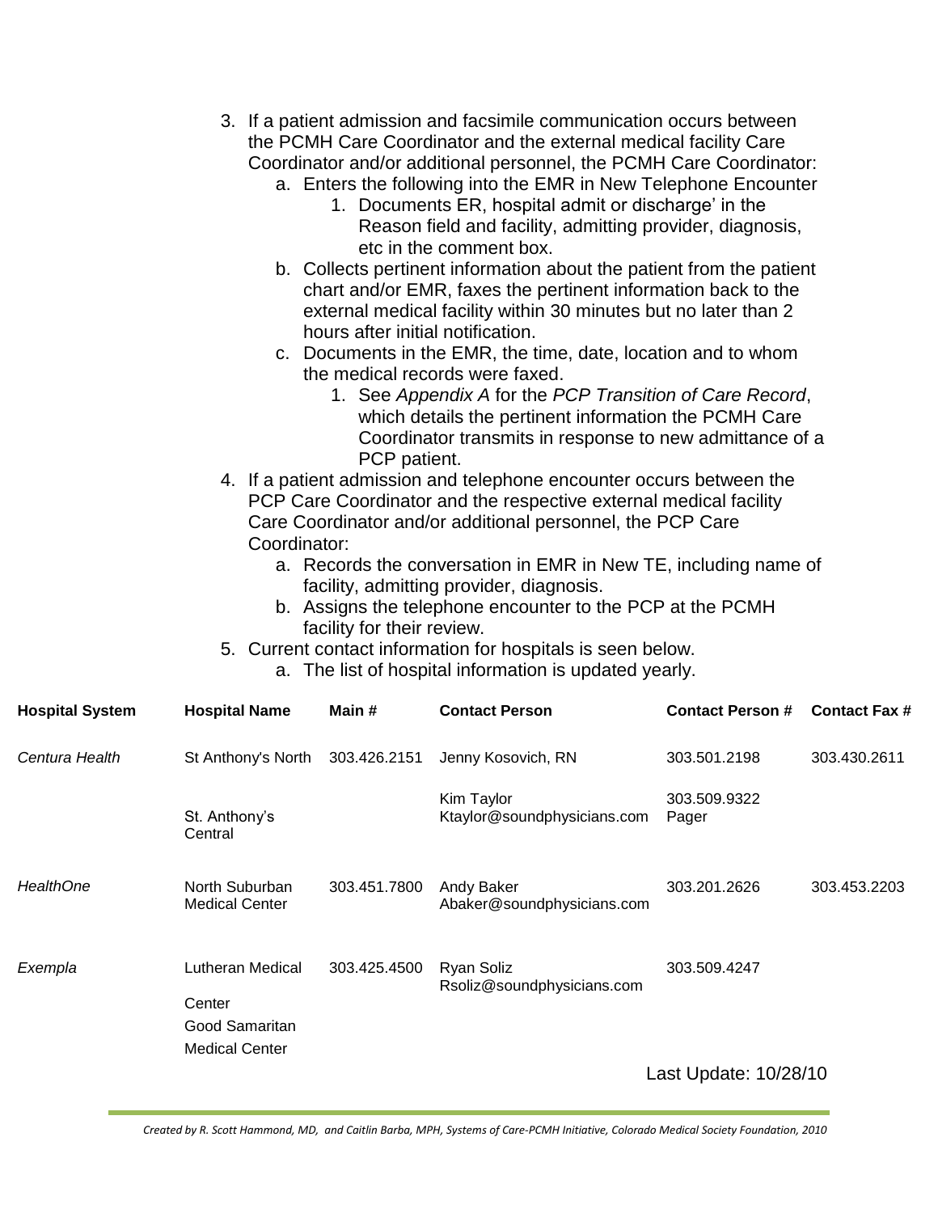3. If a patient admission and facsimile communication occurs between the PCMH Care Coordinator and the external medical facility Care Coordinator and/or additional personnel, the PCMH Care Coordinator:
    a. Enters the following into the EMR in New Telephone Encounter
        1. Documents ER, hospital admit or discharge' in the Reason field and facility, admitting provider, diagnosis, etc in the comment box.
    b. Collects pertinent information about the patient from the patient chart and/or EMR, faxes the pertinent information back to the external medical facility within 30 minutes but no later than 2 hours after initial notification.
    c. Documents in the EMR, the time, date, location and to whom the medical records were faxed.
        1. See *Appendix A* for the *PCP Transition of Care Record*, which details the pertinent information the PCMH Care Coordinator transmits in response to new admittance of a PCP patient.
4. If a patient admission and telephone encounter occurs between the PCP Care Coordinator and the respective external medical facility Care Coordinator and/or additional personnel, the PCP Care Coordinator:
    a. Records the conversation in EMR in New TE, including name of facility, admitting provider, diagnosis.
    b. Assigns the telephone encounter to the PCP at the PCMH facility for their review.
5. Current contact information for hospitals is seen below.
    a. The list of hospital information is updated yearly.

| Hospital System | Hospital Name | Main # | Contact Person | Contact Person # | Contact Fax # |
|---|---|---|---|---|---|
| *Centura Health* | St Anthony's North | 303.426.2151 | Jenny Kosovich, RN | 303.501.2198 | 303.430.2611 |
| | St. Anthony's Central | | Kim Taylor Ktaylor@soundphysicians.com | 303.509.9322 Pager | |
| *HealthOne* | North Suburban Medical Center | 303.451.7800 | Andy Baker Abaker@soundphysicians.com | 303.201.2626 | 303.453.2203 |
| *Exempla* | Lutheran Medical Center Good Samaritan Medical Center | 303.425.4500 | Ryan Soliz Rsoliz@soundphysicians.com | 303.509.4247 | |

Last Update: 10/28/10

*Created by R. Scott Hammond, MD, and Caitlin Barba, MPH, Systems of Care-PCMH Initiative, Colorado Medical Society Foundation, 2010*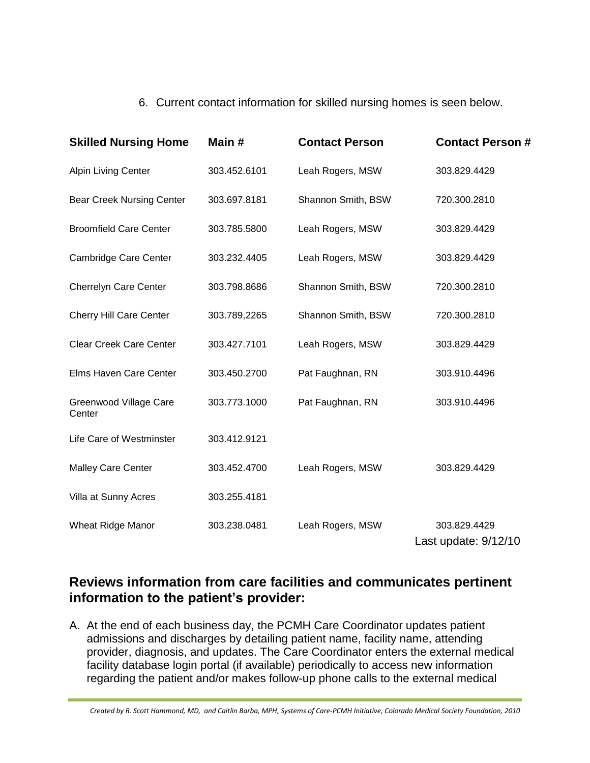6. Current contact information for skilled nursing homes is seen below.

| Skilled Nursing Home | Main # | Contact Person | Contact Person # |
|---|---|---|---|
| Alpin Living Center | 303.452.6101 | Leah Rogers, MSW | 303.829.4429 |
| Bear Creek Nursing Center | 303.697.8181 | Shannon Smith, BSW | 720.300.2810 |
| Broomfield Care Center | 303.785.5800 | Leah Rogers, MSW | 303.829.4429 |
| Cambridge Care Center | 303.232.4405 | Leah Rogers, MSW | 303.829.4429 |
| Cherrelyn Care Center | 303.798.8686 | Shannon Smith, BSW | 720.300.2810 |
| Cherry Hill Care Center | 303.789,2265 | Shannon Smith, BSW | 720.300.2810 |
| Clear Creek Care Center | 303.427.7101 | Leah Rogers, MSW | 303.829.4429 |
| Elms Haven Care Center | 303.450.2700 | Pat Faughnan, RN | 303.910.4496 |
| Greenwood Village Care Center | 303.773.1000 | Pat Faughnan, RN | 303.910.4496 |
| Life Care of Westminster | 303.412.9121 | | |
| Malley Care Center | 303.452.4700 | Leah Rogers, MSW | 303.829.4429 |
| Villa at Sunny Acres | 303.255.4181 | | |
| Wheat Ridge Manor | 303.238.0481 | Leah Rogers, MSW | 303.829.4429 |

Last update: 9/12/10

## Reviews information from care facilities and communicates pertinent information to the patient's provider:

A. At the end of each business day, the PCMH Care Coordinator updates patient admissions and discharges by detailing patient name, facility name, attending provider, diagnosis, and updates. The Care Coordinator enters the external medical facility database login portal (if available) periodically to access new information regarding the patient and/or makes follow-up phone calls to the external medical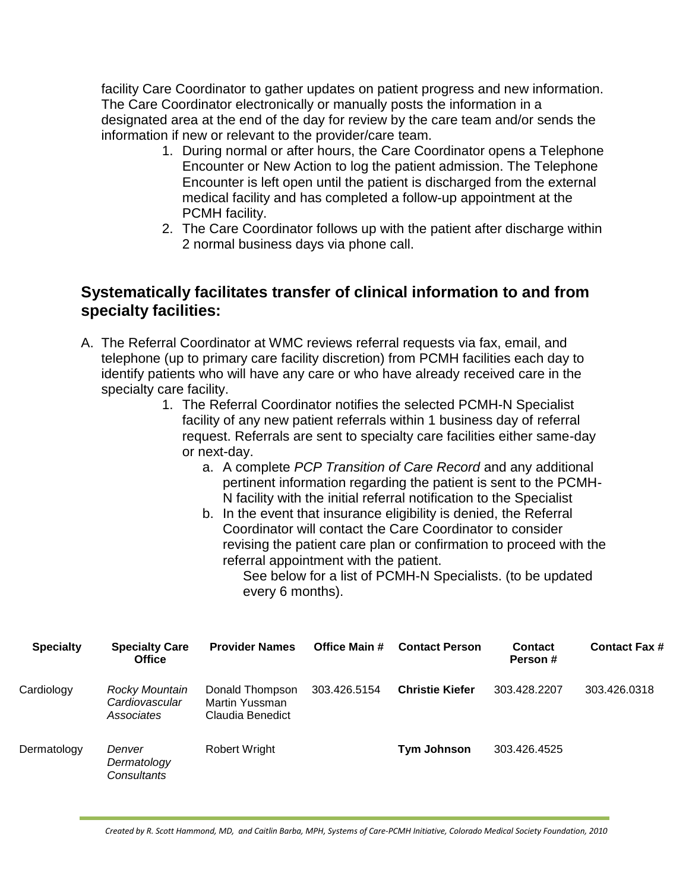facility Care Coordinator to gather updates on patient progress and new information. The Care Coordinator electronically or manually posts the information in a designated area at the end of the day for review by the care team and/or sends the information if new or relevant to the provider/care team.

1. During normal or after hours, the Care Coordinator opens a Telephone Encounter or New Action to log the patient admission. The Telephone Encounter is left open until the patient is discharged from the external medical facility and has completed a follow-up appointment at the PCMH facility.
2. The Care Coordinator follows up with the patient after discharge within 2 normal business days via phone call.

## Systematically facilitates transfer of clinical information to and from specialty facilities:

A. The Referral Coordinator at WMC reviews referral requests via fax, email, and telephone (up to primary care facility discretion) from PCMH facilities each day to identify patients who will have any care or who have already received care in the specialty care facility.

1. The Referral Coordinator notifies the selected PCMH-N Specialist facility of any new patient referrals within 1 business day of referral request. Referrals are sent to specialty care facilities either same-day or next-day.
    a. A complete *PCP Transition of Care Record* and any additional pertinent information regarding the patient is sent to the PCMH-N facility with the initial referral notification to the Specialist
    b. In the event that insurance eligibility is denied, the Referral Coordinator will contact the Care Coordinator to consider revising the patient care plan or confirmation to proceed with the referral appointment with the patient.

    See below for a list of PCMH-N Specialists. (to be updated every 6 months).

| Specialty | Specialty Care Office | Provider Names | Office Main # | Contact Person | Contact Person # | Contact Fax # |
|---|---|---|---|---|---|---|
| Cardiology | *Rocky Mountain Cardiovascular Associates* | Donald Thompson<br>Martin Yussman<br>Claudia Benedict | 303.426.5154 | **Christie Kiefer** | 303.428.2207 | 303.426.0318 |
| Dermatology | *Denver Dermatology Consultants* | Robert Wright | | **Tym Johnson** | 303.426.4525 | |

*Created by R. Scott Hammond, MD, and Caitlin Barba, MPH, Systems of Care-PCMH Initiative, Colorado Medical Society Foundation, 2010*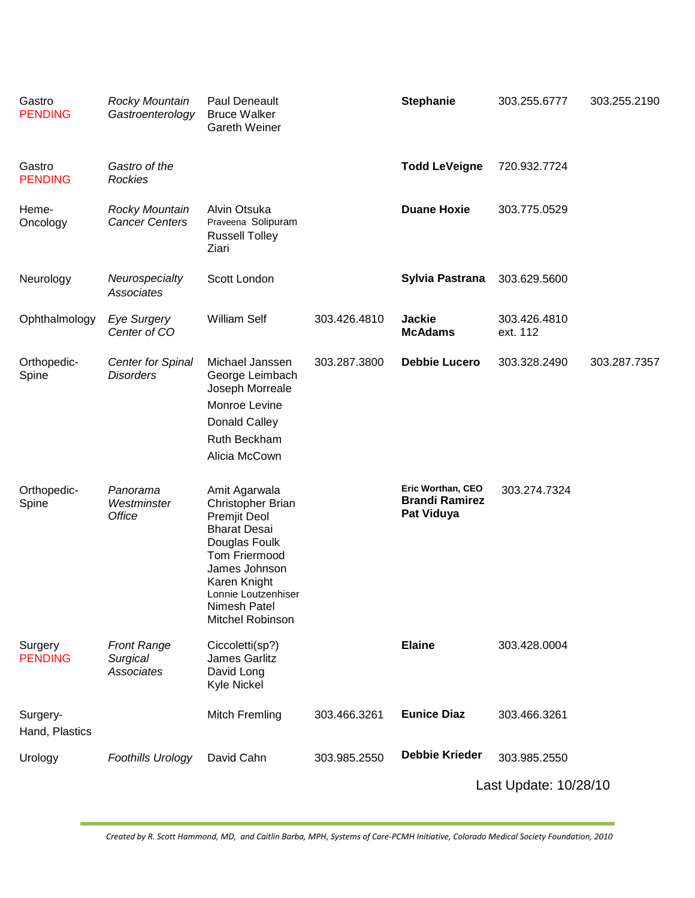| | | | | | | |
|---|---|---|---|---|---|---|
| Gastro PENDING | *Rocky Mountain Gastroenterology* | Paul Deneault<br>Bruce Walker<br>Gareth Weiner | | **Stephanie** | 303.255.6777 | 303.255.2190 |
| Gastro PENDING | *Gastro of the Rockies* | | | **Todd LeVeigne** | 720.932.7724 | |
| Heme-Oncology | *Rocky Mountain Cancer Centers* | Alvin Otsuka<br>Praveena Solipuram<br>Russell Tolley<br>Ziari | | **Duane Hoxie** | 303.775.0529 | |
| Neurology | *Neurospecialty Associates* | Scott London | | **Sylvia Pastrana** | 303.629.5600 | |
| Ophthalmology | *Eye Surgery Center of CO* | William Self | 303.426.4810 | **Jackie McAdams** | 303.426.4810 ext. 112 | |
| Orthopedic-Spine | *Center for Spinal Disorders* | Michael Janssen<br>George Leimbach<br>Joseph Morreale<br>Monroe Levine<br>Donald Calley<br>Ruth Beckham<br>Alicia McCown | 303.287.3800 | **Debbie Lucero** | 303.328.2490 | 303.287.7357 |
| Orthopedic-Spine | *Panorama Westminster Office* | Amit Agarwala<br>Christopher Brian<br>Premjit Deol<br>Bharat Desai<br>Douglas Foulk<br>Tom Friermood<br>James Johnson<br>Karen Knight<br>Lonnie Loutzenhiser<br>Nimesh Patel<br>Mitchel Robinson | | **Eric Worthan, CEO**<br>**Brandi Ramirez**<br>**Pat Viduya** | 303.274.7324 | |
| Surgery PENDING | *Front Range Surgical Associates* | Ciccoletti(sp?)<br>James Garlitz<br>David Long<br>Kyle Nickel | | **Elaine** | 303.428.0004 | |
| Surgery-Hand, Plastics | | Mitch Fremling | 303.466.3261 | **Eunice Diaz** | 303.466.3261 | |
| Urology | *Foothills Urology* | David Cahn | 303.985.2550 | **Debbie Krieder** | 303.985.2550 | |

Last Update: 10/28/10

*Created by R. Scott Hammond, MD, and Caitlin Barba, MPH, Systems of Care-PCMH Initiative, Colorado Medical Society Foundation, 2010*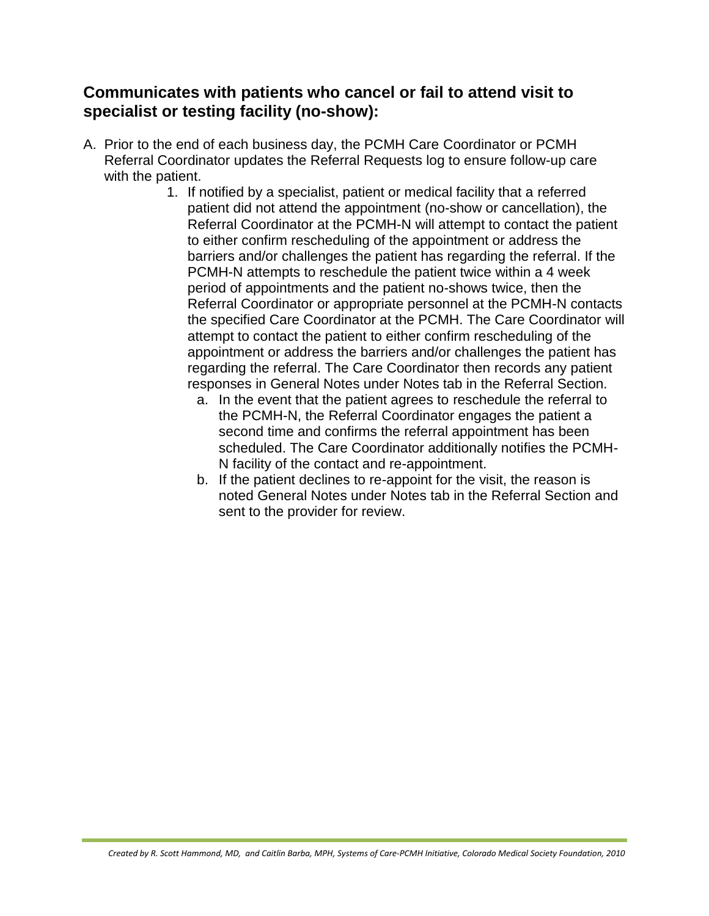## Communicates with patients who cancel or fail to attend visit to specialist or testing facility (no-show):

A. Prior to the end of each business day, the PCMH Care Coordinator or PCMH Referral Coordinator updates the Referral Requests log to ensure follow-up care with the patient.

   1. If notified by a specialist, patient or medical facility that a referred patient did not attend the appointment (no-show or cancellation), the Referral Coordinator at the PCMH-N will attempt to contact the patient to either confirm rescheduling of the appointment or address the barriers and/or challenges the patient has regarding the referral. If the PCMH-N attempts to reschedule the patient twice within a 4 week period of appointments and the patient no-shows twice, then the Referral Coordinator or appropriate personnel at the PCMH-N contacts the specified Care Coordinator at the PCMH. The Care Coordinator will attempt to contact the patient to either confirm rescheduling of the appointment or address the barriers and/or challenges the patient has regarding the referral. The Care Coordinator then records any patient responses in General Notes under Notes tab in the Referral Section.
      a. In the event that the patient agrees to reschedule the referral to the PCMH-N, the Referral Coordinator engages the patient a second time and confirms the referral appointment has been scheduled. The Care Coordinator additionally notifies the PCMH-N facility of the contact and re-appointment.
      b. If the patient declines to re-appoint for the visit, the reason is noted General Notes under Notes tab in the Referral Section and sent to the provider for review.

*Created by R. Scott Hammond, MD, and Caitlin Barba, MPH, Systems of Care-PCMH Initiative, Colorado Medical Society Foundation, 2010*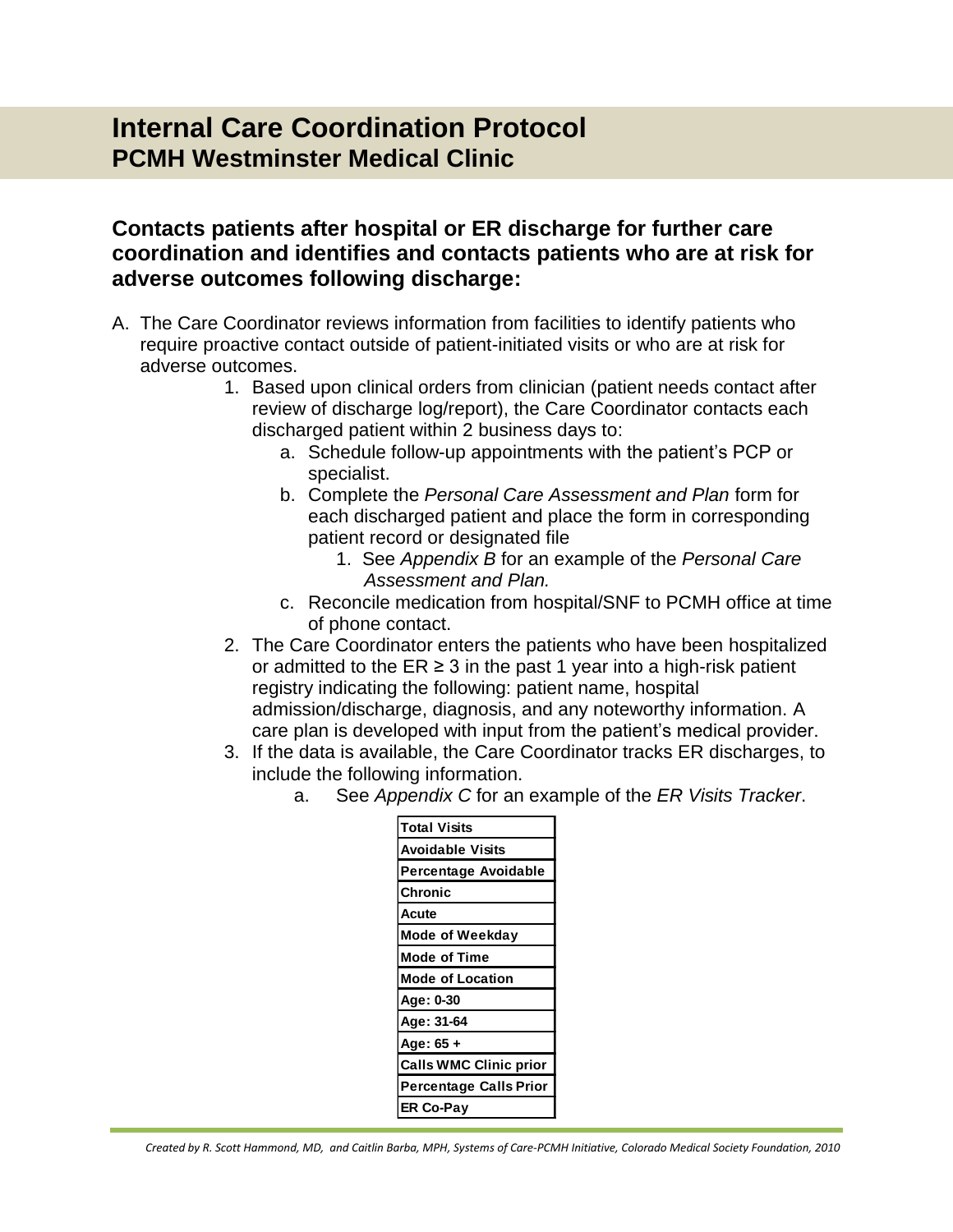# Internal Care Coordination Protocol
## PCMH Westminster Medical Clinic

### Contacts patients after hospital or ER discharge for further care coordination and identifies and contacts patients who are at risk for adverse outcomes following discharge:

A. The Care Coordinator reviews information from facilities to identify patients who require proactive contact outside of patient-initiated visits or who are at risk for adverse outcomes.

   1. Based upon clinical orders from clinician (patient needs contact after review of discharge log/report), the Care Coordinator contacts each discharged patient within 2 business days to:
      a. Schedule follow-up appointments with the patient's PCP or specialist.
      b. Complete the *Personal Care Assessment and Plan* form for each discharged patient and place the form in corresponding patient record or designated file
         1. See *Appendix B* for an example of the *Personal Care Assessment and Plan.*
      c. Reconcile medication from hospital/SNF to PCMH office at time of phone contact.
   2. The Care Coordinator enters the patients who have been hospitalized or admitted to the ER ≥ 3 in the past 1 year into a high-risk patient registry indicating the following: patient name, hospital admission/discharge, diagnosis, and any noteworthy information. A care plan is developed with input from the patient's medical provider.
   3. If the data is available, the Care Coordinator tracks ER discharges, to include the following information.
      a. See *Appendix C* for an example of the *ER Visits Tracker*.

| |
|---|
| **Total Visits** |
| **Avoidable Visits** |
| **Percentage Avoidable** |
| **Chronic** |
| **Acute** |
| **Mode of Weekday** |
| **Mode of Time** |
| **Mode of Location** |
| **Age: 0-30** |
| **Age: 31-64** |
| **Age: 65 +** |
| **Calls WMC Clinic prior** |
| **Percentage Calls Prior** |
| **ER Co-Pay** |

*Created by R. Scott Hammond, MD, and Caitlin Barba, MPH, Systems of Care-PCMH Initiative, Colorado Medical Society Foundation, 2010*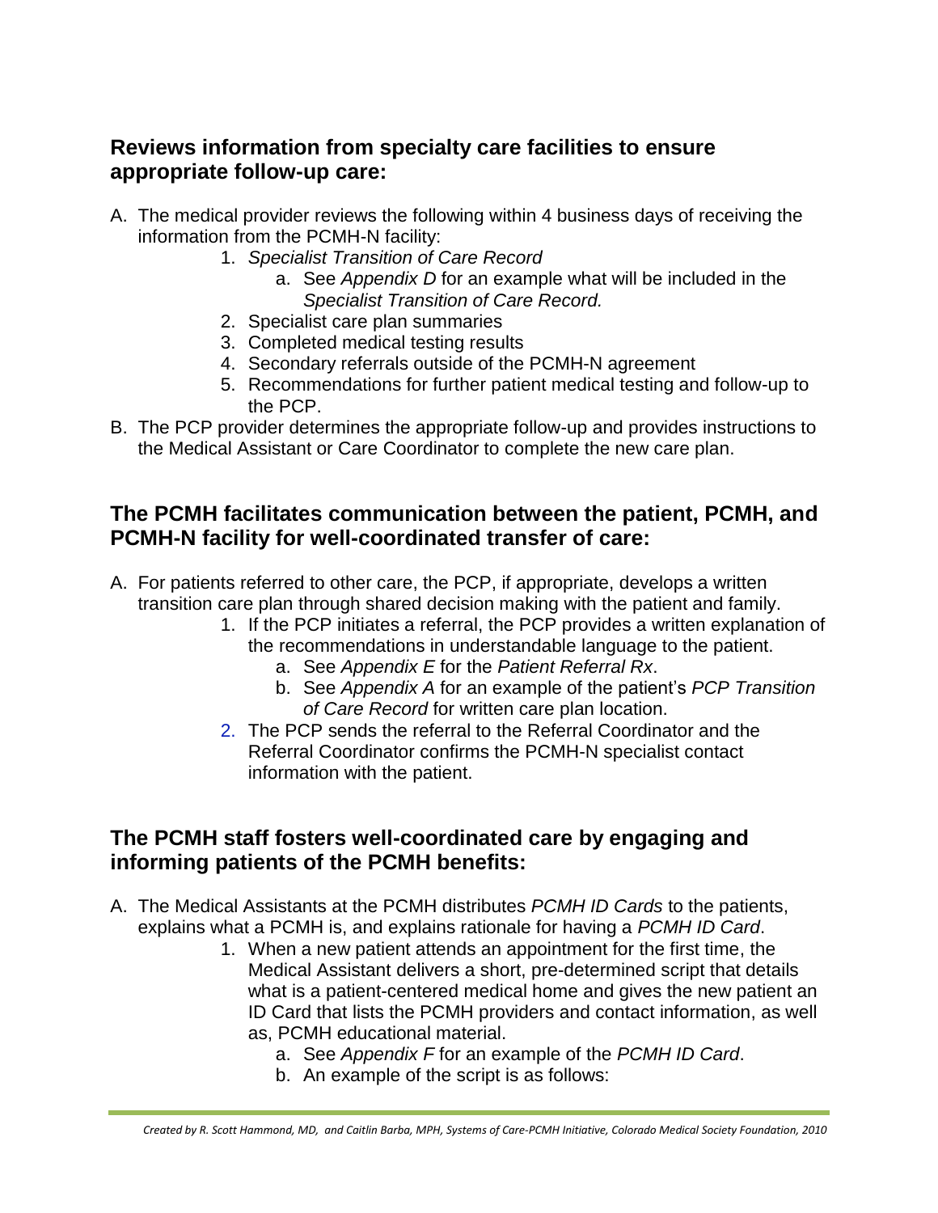## Reviews information from specialty care facilities to ensure appropriate follow-up care:

A. The medical provider reviews the following within 4 business days of receiving the information from the PCMH-N facility:
    1. *Specialist Transition of Care Record*
        a. See *Appendix D* for an example what will be included in the *Specialist Transition of Care Record.*
    2. Specialist care plan summaries
    3. Completed medical testing results
    4. Secondary referrals outside of the PCMH-N agreement
    5. Recommendations for further patient medical testing and follow-up to the PCP.
B. The PCP provider determines the appropriate follow-up and provides instructions to the Medical Assistant or Care Coordinator to complete the new care plan.

## The PCMH facilitates communication between the patient, PCMH, and PCMH-N facility for well-coordinated transfer of care:

A. For patients referred to other care, the PCP, if appropriate, develops a written transition care plan through shared decision making with the patient and family.
    1. If the PCP initiates a referral, the PCP provides a written explanation of the recommendations in understandable language to the patient.
        a. See *Appendix E* for the *Patient Referral Rx*.
        b. See *Appendix A* for an example of the patient's *PCP Transition of Care Record* for written care plan location.
    2. The PCP sends the referral to the Referral Coordinator and the Referral Coordinator confirms the PCMH-N specialist contact information with the patient.

## The PCMH staff fosters well-coordinated care by engaging and informing patients of the PCMH benefits:

A. The Medical Assistants at the PCMH distributes *PCMH ID Cards* to the patients, explains what a PCMH is, and explains rationale for having a *PCMH ID Card*.
    1. When a new patient attends an appointment for the first time, the Medical Assistant delivers a short, pre-determined script that details what is a patient-centered medical home and gives the new patient an ID Card that lists the PCMH providers and contact information, as well as, PCMH educational material.
        a. See *Appendix F* for an example of the *PCMH ID Card*.
        b. An example of the script is as follows: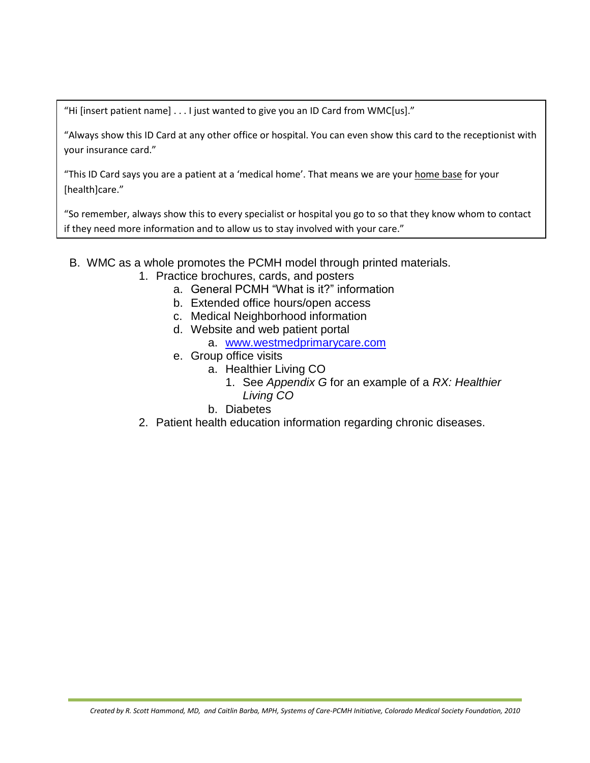"Hi [insert patient name] . . . I just wanted to give you an ID Card from WMC[us]."

"Always show this ID Card at any other office or hospital. You can even show this card to the receptionist with your insurance card."

"This ID Card says you are a patient at a 'medical home'. That means we are your <u>home base</u> for your [health]care."

"So remember, always show this to every specialist or hospital you go to so that they know whom to contact if they need more information and to allow us to stay involved with your care."

B. WMC as a whole promotes the PCMH model through printed materials.

1. Practice brochures, cards, and posters
    a. General PCMH "What is it?" information
    b. Extended office hours/open access
    c. Medical Neighborhood information
    d. Website and web patient portal
        a. [www.westmedprimarycare.com](http://www.westmedprimarycare.com)
    e. Group office visits
        a. Healthier Living CO
            1. See *Appendix G* for an example of a *RX: Healthier Living CO*
        b. Diabetes
2. Patient health education information regarding chronic diseases.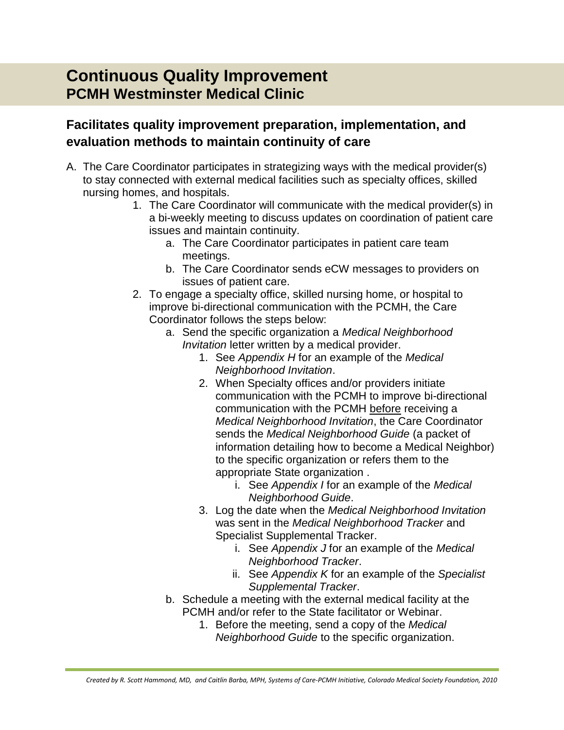# Continuous Quality Improvement
## PCMH Westminster Medical Clinic

### Facilitates quality improvement preparation, implementation, and evaluation methods to maintain continuity of care

A. The Care Coordinator participates in strategizing ways with the medical provider(s) to stay connected with external medical facilities such as specialty offices, skilled nursing homes, and hospitals.

   1. The Care Coordinator will communicate with the medical provider(s) in a bi-weekly meeting to discuss updates on coordination of patient care issues and maintain continuity.
      a. The Care Coordinator participates in patient care team meetings.
      b. The Care Coordinator sends eCW messages to providers on issues of patient care.
   2. To engage a specialty office, skilled nursing home, or hospital to improve bi-directional communication with the PCMH, the Care Coordinator follows the steps below:
      a. Send the specific organization a *Medical Neighborhood Invitation* letter written by a medical provider.
         1. See *Appendix H* for an example of the *Medical Neighborhood Invitation*.
         2. When Specialty offices and/or providers initiate communication with the PCMH to improve bi-directional communication with the PCMH <u>before</u> receiving a *Medical Neighborhood Invitation*, the Care Coordinator sends the *Medical Neighborhood Guide* (a packet of information detailing how to become a Medical Neighbor) to the specific organization or refers them to the appropriate State organization .
            i. See *Appendix I* for an example of the *Medical Neighborhood Guide*.
         3. Log the date when the *Medical Neighborhood Invitation* was sent in the *Medical Neighborhood Tracker* and Specialist Supplemental Tracker.
            i. See *Appendix J* for an example of the *Medical Neighborhood Tracker*.
            ii. See *Appendix K* for an example of the *Specialist Supplemental Tracker*.
      b. Schedule a meeting with the external medical facility at the PCMH and/or refer to the State facilitator or Webinar.
         1. Before the meeting, send a copy of the *Medical Neighborhood Guide* to the specific organization.

*Created by R. Scott Hammond, MD, and Caitlin Barba, MPH, Systems of Care-PCMH Initiative, Colorado Medical Society Foundation, 2010*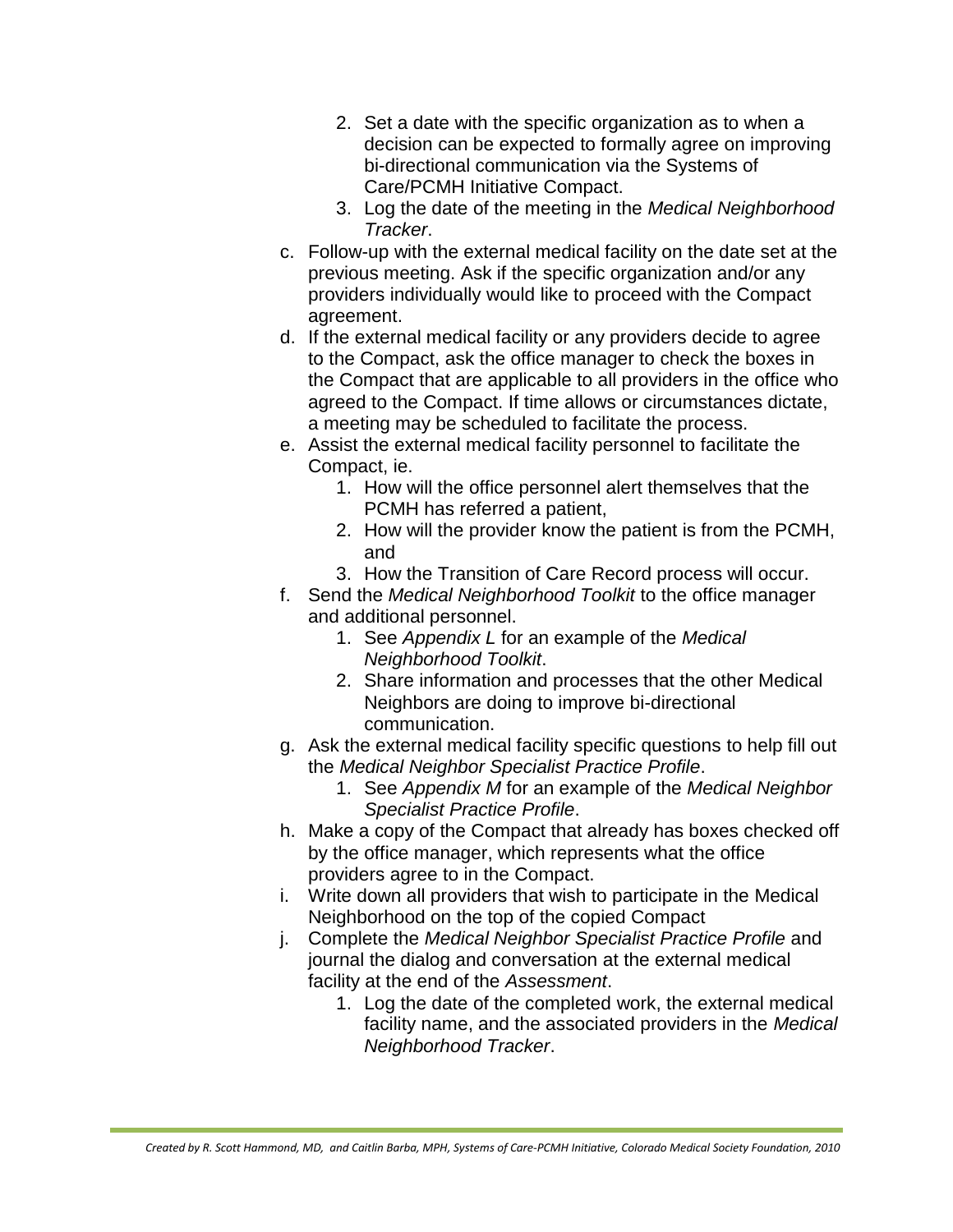2. Set a date with the specific organization as to when a decision can be expected to formally agree on improving bi-directional communication via the Systems of Care/PCMH Initiative Compact.
   3. Log the date of the meeting in the *Medical Neighborhood Tracker*.

c. Follow-up with the external medical facility on the date set at the previous meeting. Ask if the specific organization and/or any providers individually would like to proceed with the Compact agreement.

d. If the external medical facility or any providers decide to agree to the Compact, ask the office manager to check the boxes in the Compact that are applicable to all providers in the office who agreed to the Compact. If time allows or circumstances dictate, a meeting may be scheduled to facilitate the process.

e. Assist the external medical facility personnel to facilitate the Compact, ie.
   1. How will the office personnel alert themselves that the PCMH has referred a patient,
   2. How will the provider know the patient is from the PCMH, and
   3. How the Transition of Care Record process will occur.

f. Send the *Medical Neighborhood Toolkit* to the office manager and additional personnel.
   1. See *Appendix L* for an example of the *Medical Neighborhood Toolkit*.
   2. Share information and processes that the other Medical Neighbors are doing to improve bi-directional communication.

g. Ask the external medical facility specific questions to help fill out the *Medical Neighbor Specialist Practice Profile*.
   1. See *Appendix M* for an example of the *Medical Neighbor Specialist Practice Profile*.

h. Make a copy of the Compact that already has boxes checked off by the office manager, which represents what the office providers agree to in the Compact.

i. Write down all providers that wish to participate in the Medical Neighborhood on the top of the copied Compact

j. Complete the *Medical Neighbor Specialist Practice Profile* and journal the dialog and conversation at the external medical facility at the end of the *Assessment*.
   1. Log the date of the completed work, the external medical facility name, and the associated providers in the *Medical Neighborhood Tracker*.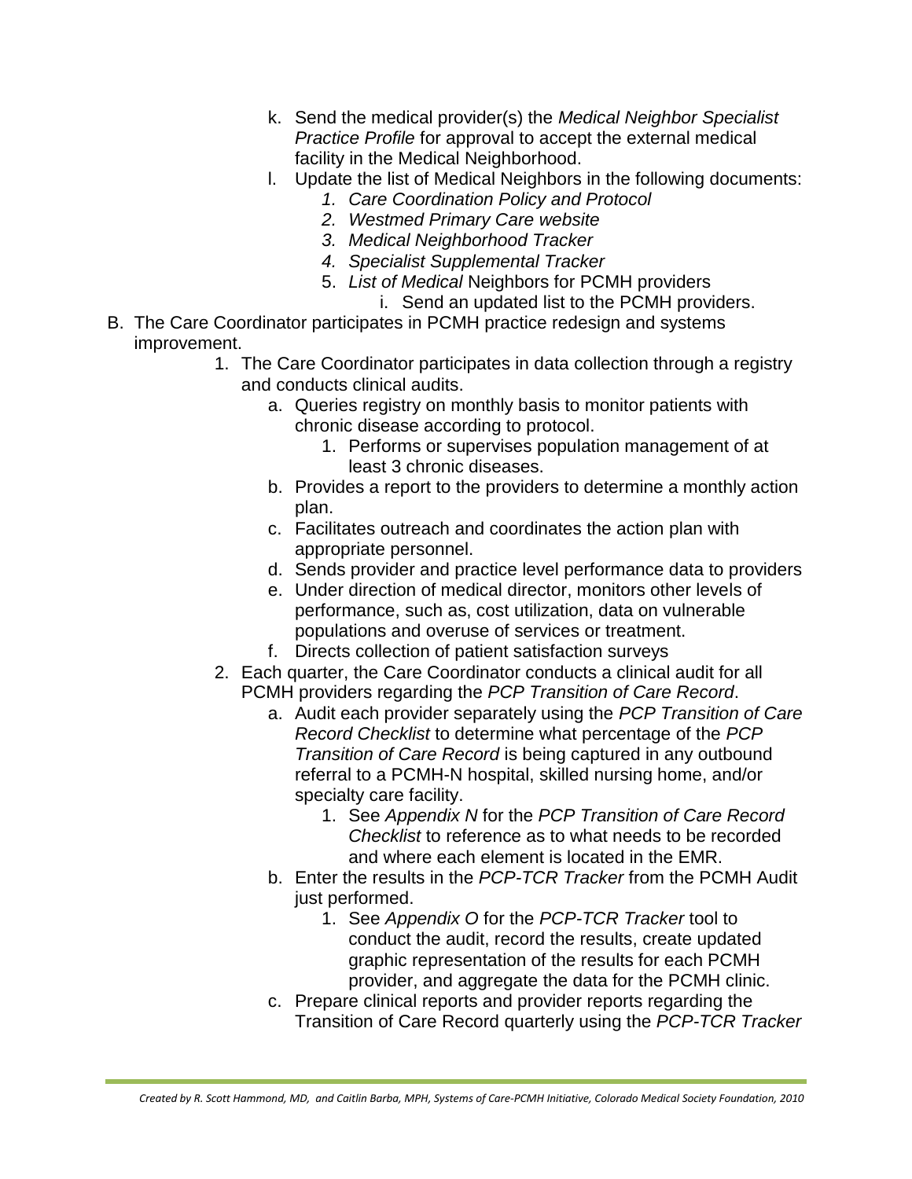k. Send the medical provider(s) the *Medical Neighbor Specialist Practice Profile* for approval to accept the external medical facility in the Medical Neighborhood.
    l. Update the list of Medical Neighbors in the following documents:
        1. *Care Coordination Policy and Protocol*
        2. *Westmed Primary Care website*
        3. *Medical Neighborhood Tracker*
        4. *Specialist Supplemental Tracker*
        5. *List of Medical* Neighbors for PCMH providers
            i. Send an updated list to the PCMH providers.

B. The Care Coordinator participates in PCMH practice redesign and systems improvement.
    1. The Care Coordinator participates in data collection through a registry and conducts clinical audits.
        a. Queries registry on monthly basis to monitor patients with chronic disease according to protocol.
            1. Performs or supervises population management of at least 3 chronic diseases.
        b. Provides a report to the providers to determine a monthly action plan.
        c. Facilitates outreach and coordinates the action plan with appropriate personnel.
        d. Sends provider and practice level performance data to providers
        e. Under direction of medical director, monitors other levels of performance, such as, cost utilization, data on vulnerable populations and overuse of services or treatment.
        f. Directs collection of patient satisfaction surveys
    2. Each quarter, the Care Coordinator conducts a clinical audit for all PCMH providers regarding the *PCP Transition of Care Record*.
        a. Audit each provider separately using the *PCP Transition of Care Record Checklist* to determine what percentage of the *PCP Transition of Care Record* is being captured in any outbound referral to a PCMH-N hospital, skilled nursing home, and/or specialty care facility.
            1. See *Appendix N* for the *PCP Transition of Care Record Checklist* to reference as to what needs to be recorded and where each element is located in the EMR.
        b. Enter the results in the *PCP-TCR Tracker* from the PCMH Audit just performed.
            1. See *Appendix O* for the *PCP-TCR Tracker* tool to conduct the audit, record the results, create updated graphic representation of the results for each PCMH provider, and aggregate the data for the PCMH clinic.
        c. Prepare clinical reports and provider reports regarding the Transition of Care Record quarterly using the *PCP-TCR Tracker*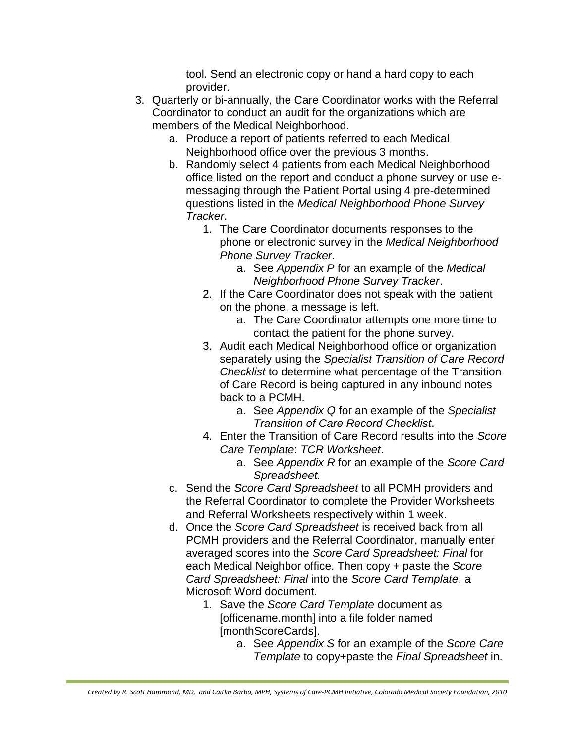tool. Send an electronic copy or hand a hard copy to each provider.

3. Quarterly or bi-annually, the Care Coordinator works with the Referral Coordinator to conduct an audit for the organizations which are members of the Medical Neighborhood.
   a. Produce a report of patients referred to each Medical Neighborhood office over the previous 3 months.
   b. Randomly select 4 patients from each Medical Neighborhood office listed on the report and conduct a phone survey or use e-messaging through the Patient Portal using 4 pre-determined questions listed in the *Medical Neighborhood Phone Survey Tracker*.
      1. The Care Coordinator documents responses to the phone or electronic survey in the *Medical Neighborhood Phone Survey Tracker*.
         a. See *Appendix P* for an example of the *Medical Neighborhood Phone Survey Tracker*.
      2. If the Care Coordinator does not speak with the patient on the phone, a message is left.
         a. The Care Coordinator attempts one more time to contact the patient for the phone survey.
      3. Audit each Medical Neighborhood office or organization separately using the *Specialist Transition of Care Record Checklist* to determine what percentage of the Transition of Care Record is being captured in any inbound notes back to a PCMH.
         a. See *Appendix Q* for an example of the *Specialist Transition of Care Record Checklist*.
      4. Enter the Transition of Care Record results into the *Score Care Template*: *TCR Worksheet*.
         a. See *Appendix R* for an example of the *Score Card Spreadsheet.*
   c. Send the *Score Card Spreadsheet* to all PCMH providers and the Referral Coordinator to complete the Provider Worksheets and Referral Worksheets respectively within 1 week.
   d. Once the *Score Card Spreadsheet* is received back from all PCMH providers and the Referral Coordinator, manually enter averaged scores into the *Score Card Spreadsheet: Final* for each Medical Neighbor office. Then copy + paste the *Score Card Spreadsheet: Final* into the *Score Card Template*, a Microsoft Word document.
      1. Save the *Score Card Template* document as [officename.month] into a file folder named [monthScoreCards].
         a. See *Appendix S* for an example of the *Score Care Template* to copy+paste the *Final Spreadsheet* in.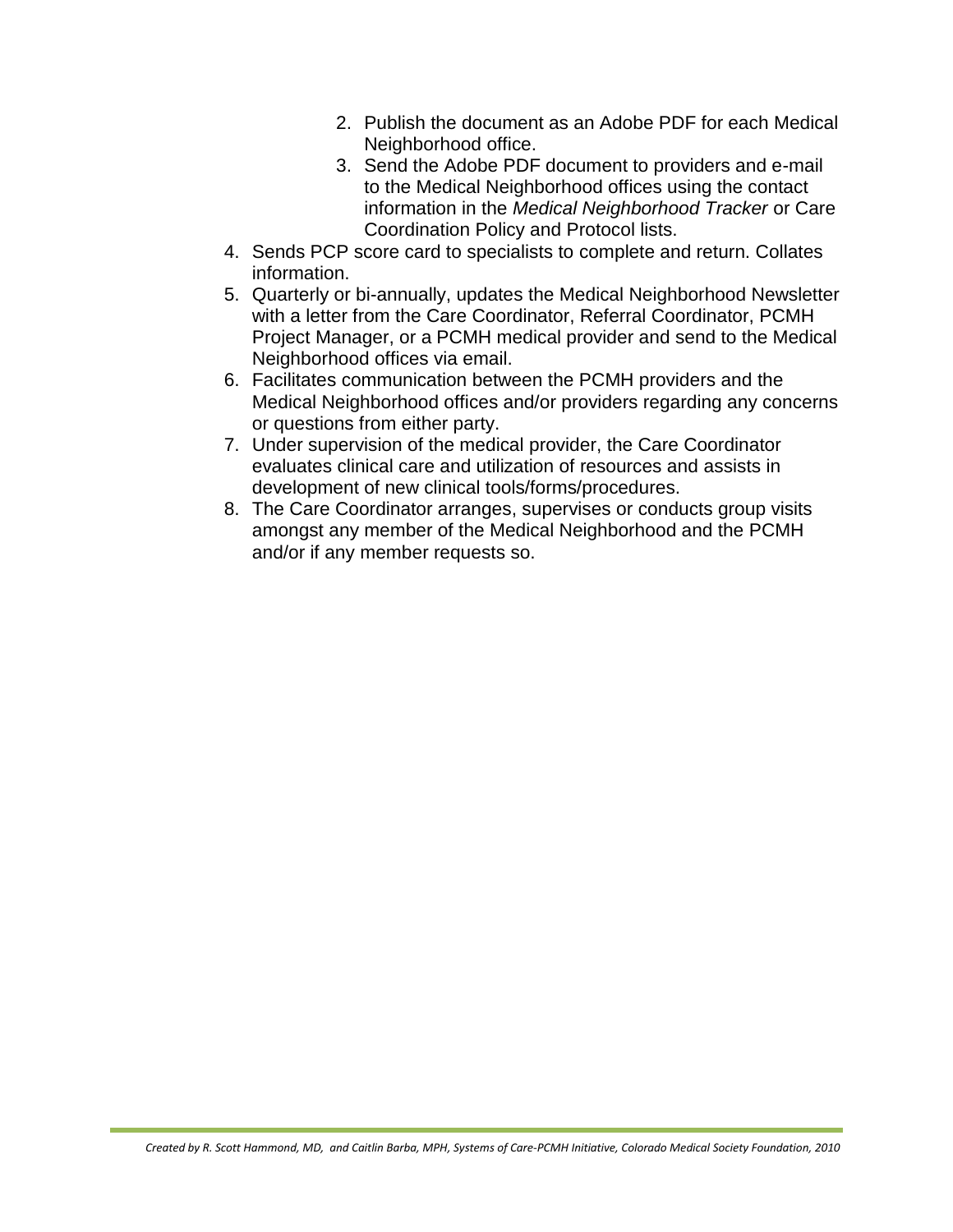2. Publish the document as an Adobe PDF for each Medical Neighborhood office.
   3. Send the Adobe PDF document to providers and e-mail to the Medical Neighborhood offices using the contact information in the *Medical Neighborhood Tracker* or Care Coordination Policy and Protocol lists.
4. Sends PCP score card to specialists to complete and return. Collates information.
5. Quarterly or bi-annually, updates the Medical Neighborhood Newsletter with a letter from the Care Coordinator, Referral Coordinator, PCMH Project Manager, or a PCMH medical provider and send to the Medical Neighborhood offices via email.
6. Facilitates communication between the PCMH providers and the Medical Neighborhood offices and/or providers regarding any concerns or questions from either party.
7. Under supervision of the medical provider, the Care Coordinator evaluates clinical care and utilization of resources and assists in development of new clinical tools/forms/procedures.
8. The Care Coordinator arranges, supervises or conducts group visits amongst any member of the Medical Neighborhood and the PCMH and/or if any member requests so.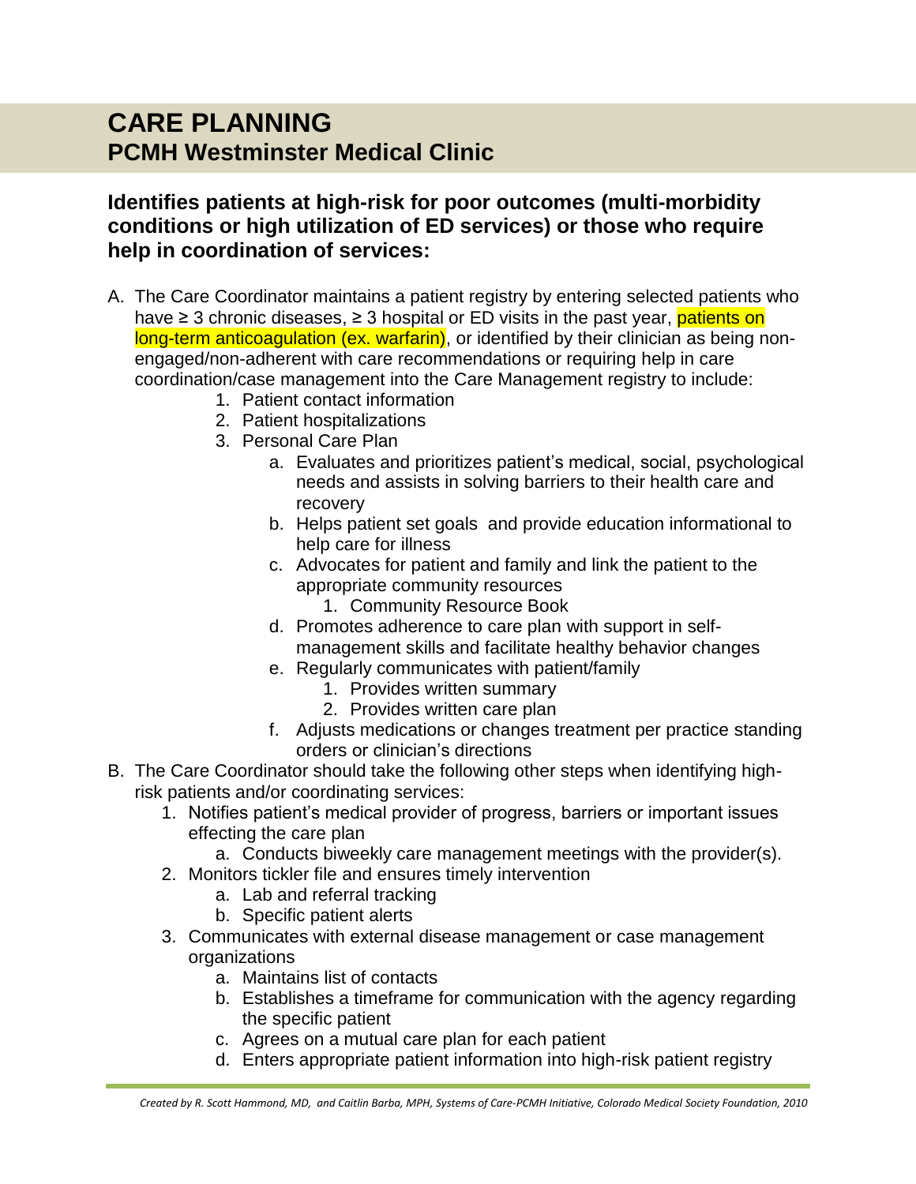# CARE PLANNING
## PCMH Westminster Medical Clinic

### Identifies patients at high-risk for poor outcomes (multi-morbidity conditions or high utilization of ED services) or those who require help in coordination of services:

A. The Care Coordinator maintains a patient registry by entering selected patients who have ≥ 3 chronic diseases, ≥ 3 hospital or ED visits in the past year, patients on long-term anticoagulation (ex. warfarin), or identified by their clinician as being non-engaged/non-adherent with care recommendations or requiring help in care coordination/case management into the Care Management registry to include:
   1. Patient contact information
   2. Patient hospitalizations
   3. Personal Care Plan
      a. Evaluates and prioritizes patient's medical, social, psychological needs and assists in solving barriers to their health care and recovery
      b. Helps patient set goals and provide education informational to help care for illness
      c. Advocates for patient and family and link the patient to the appropriate community resources
         1. Community Resource Book
      d. Promotes adherence to care plan with support in self-management skills and facilitate healthy behavior changes
      e. Regularly communicates with patient/family
         1. Provides written summary
         2. Provides written care plan
      f. Adjusts medications or changes treatment per practice standing orders or clinician's directions

B. The Care Coordinator should take the following other steps when identifying high-risk patients and/or coordinating services:
   1. Notifies patient's medical provider of progress, barriers or important issues effecting the care plan
      a. Conducts biweekly care management meetings with the provider(s).
   2. Monitors tickler file and ensures timely intervention
      a. Lab and referral tracking
      b. Specific patient alerts
   3. Communicates with external disease management or case management organizations
      a. Maintains list of contacts
      b. Establishes a timeframe for communication with the agency regarding the specific patient
      c. Agrees on a mutual care plan for each patient
      d. Enters appropriate patient information into high-risk patient registry

*Created by R. Scott Hammond, MD, and Caitlin Barba, MPH, Systems of Care-PCMH Initiative, Colorado Medical Society Foundation, 2010*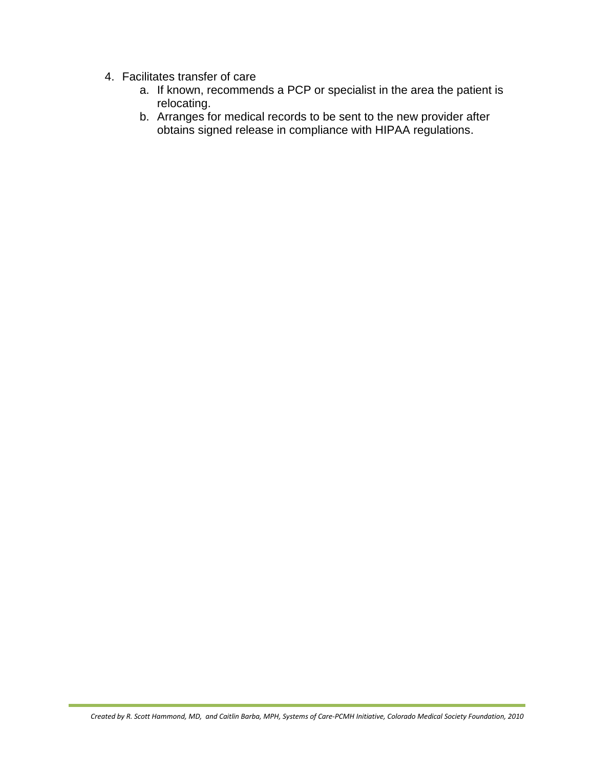4. Facilitates transfer of care
    a. If known, recommends a PCP or specialist in the area the patient is relocating.
    b. Arranges for medical records to be sent to the new provider after obtains signed release in compliance with HIPAA regulations.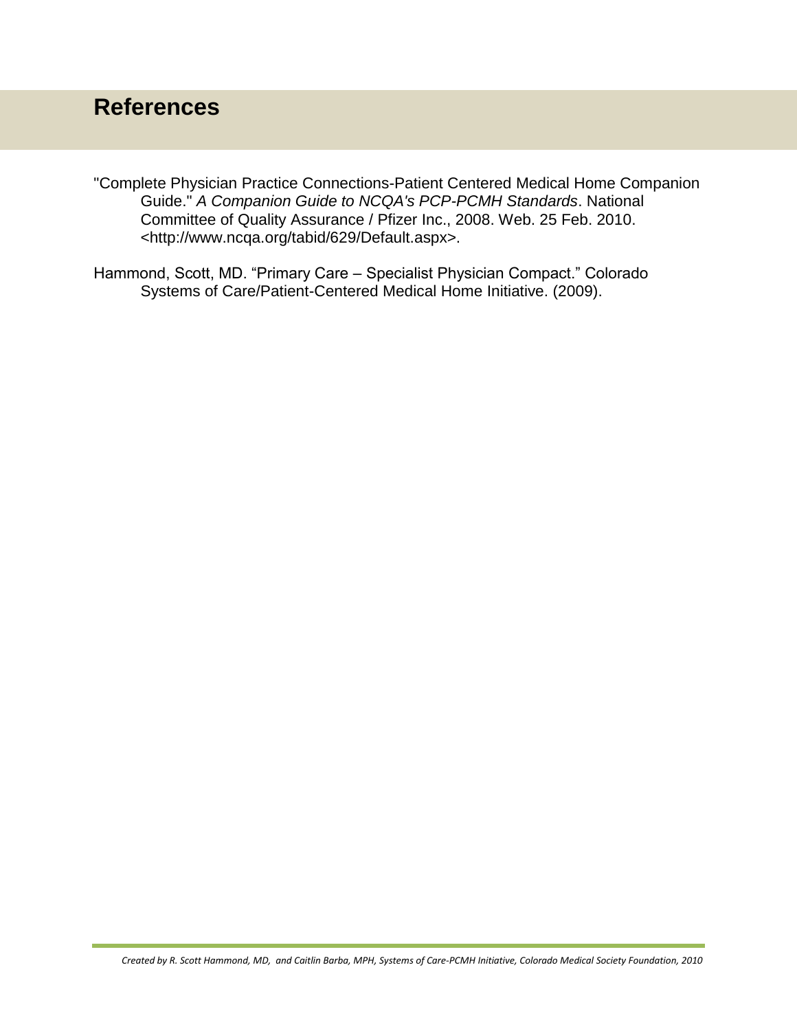# References

"Complete Physician Practice Connections-Patient Centered Medical Home Companion Guide." *A Companion Guide to NCQA's PCP-PCMH Standards*. National Committee of Quality Assurance / Pfizer Inc., 2008. Web. 25 Feb. 2010. <http://www.ncqa.org/tabid/629/Default.aspx>.

Hammond, Scott, MD. "Primary Care – Specialist Physician Compact." Colorado Systems of Care/Patient-Centered Medical Home Initiative. (2009).